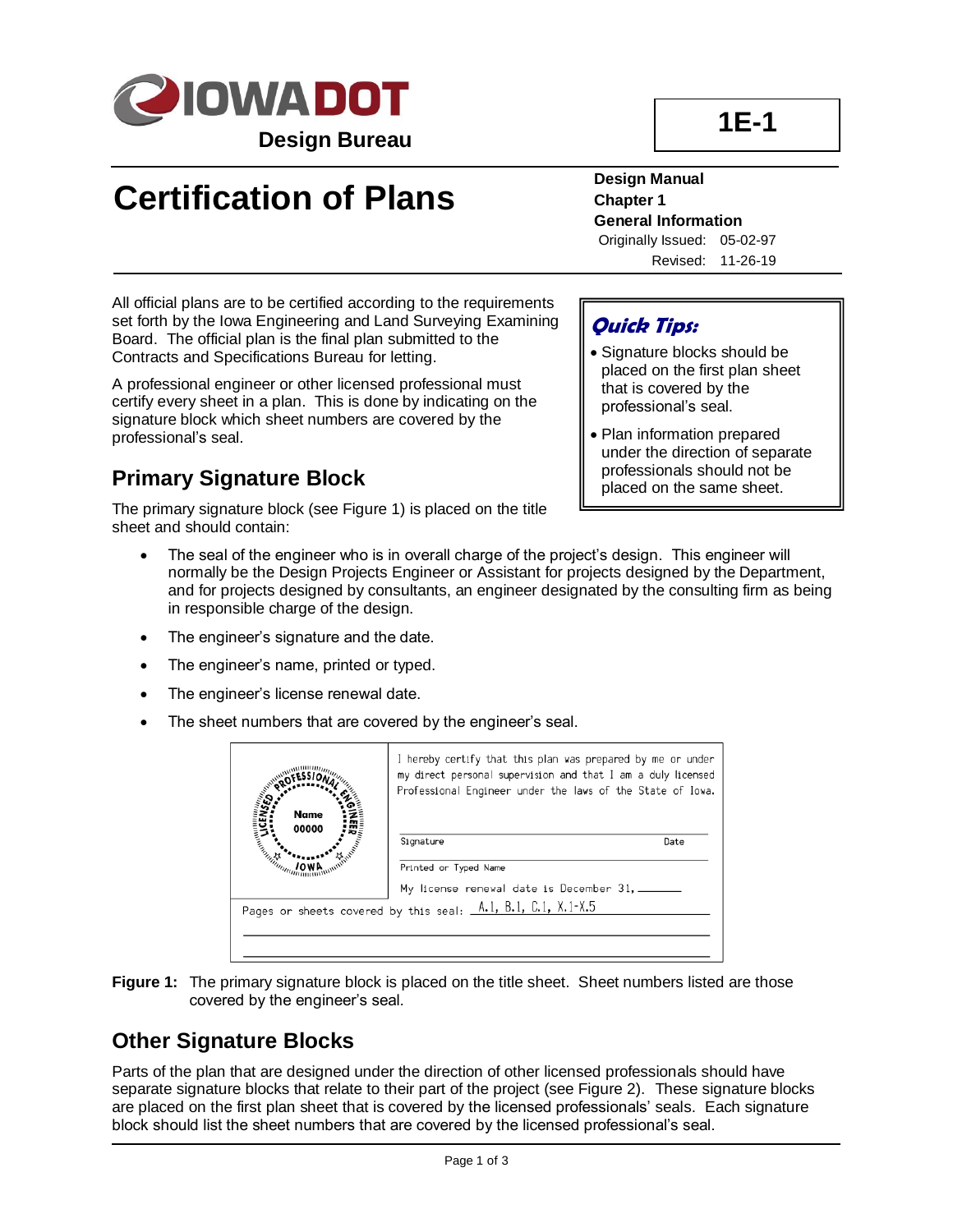# Certification of Plans

**Design Manual**
**Chapter 1**
**General Information**
Originally Issued: 05-02-97
Revised: 11-26-19

**1E-1**

**Design Bureau**

All official plans are to be certified according to the requirements set forth by the Iowa Engineering and Land Surveying Examining Board. The official plan is the final plan submitted to the Contracts and Specifications Bureau for letting.

A professional engineer or other licensed professional must certify every sheet in a plan. This is done by indicating on the signature block which sheet numbers are covered by the professional's seal.

> ***Quick Tips:***
>
> - Signature blocks should be placed on the first plan sheet that is covered by the professional's seal.
> - Plan information prepared under the direction of separate professionals should not be placed on the same sheet.

## Primary Signature Block

The primary signature block (see Figure 1) is placed on the title sheet and should contain:

- The seal of the engineer who is in overall charge of the project's design. This engineer will normally be the Design Projects Engineer or Assistant for projects designed by the Department, and for projects designed by consultants, an engineer designated by the consulting firm as being in responsible charge of the design.
- The engineer's signature and the date.
- The engineer's name, printed or typed.
- The engineer's license renewal date.
- The sheet numbers that are covered by the engineer's seal.

LICENSED PROFESSIONAL ENGINEER
Name
00000
IOWA

I hereby certify that this plan was prepared by me or under my direct personal supervision and that I am a duly licensed Professional Engineer under the laws of the State of Iowa.

Signature ______ Date

Printed or Typed Name

My license renewal date is December 31, ______

Pages or sheets covered by this seal: A.1, B.1, C.1, X.1-X.5

**Figure 1:** The primary signature block is placed on the title sheet. Sheet numbers listed are those covered by the engineer's seal.

## Other Signature Blocks

Parts of the plan that are designed under the direction of other licensed professionals should have separate signature blocks that relate to their part of the project (see Figure 2). These signature blocks are placed on the first plan sheet that is covered by the licensed professionals' seals. Each signature block should list the sheet numbers that are covered by the licensed professional's seal.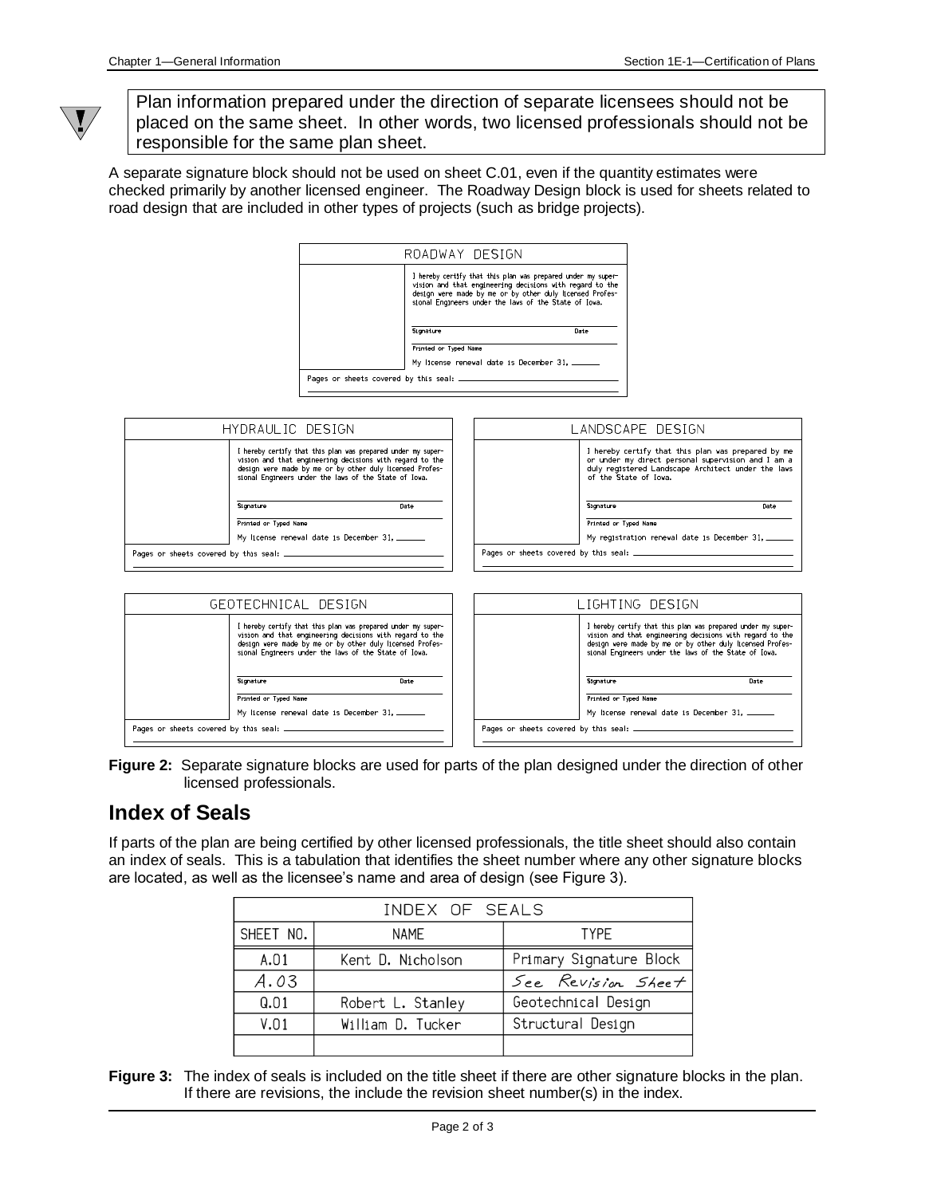> Plan information prepared under the direction of separate licensees should not be placed on the same sheet. In other words, two licensed professionals should not be responsible for the same plan sheet.

A separate signature block should not be used on sheet C.01, even if the quantity estimates were checked primarily by another licensed engineer. The Roadway Design block is used for sheets related to road design that are included in other types of projects (such as bridge projects).

| ROADWAY DESIGN | |
|---|---|
| | I hereby certify that this plan was prepared under my supervision and that engineering decisions with regard to the design were made by me or by other duly licensed Professional Engineers under the laws of the State of Iowa.<br><br>Signature Date<br><br>Printed or Typed Name<br><br>My license renewal date is December 31, ______ |
| Pages or sheets covered by this seal: ______ | |

| HYDRAULIC DESIGN | |
|---|---|
| | I hereby certify that this plan was prepared under my supervision and that engineering decisions with regard to the design were made by me or by other duly licensed Professional Engineers under the laws of the State of Iowa.<br><br>Signature Date<br><br>Printed or Typed Name<br><br>My license renewal date is December 31, ______ |
| Pages or sheets covered by this seal: ______ | |

| LANDSCAPE DESIGN | |
|---|---|
| | I hereby certify that this plan was prepared by me or under my direct personal supervision and I am a duly registered Landscape Architect under the laws of the State of Iowa.<br><br>Signature Date<br><br>Printed or Typed Name<br><br>My registration renewal date is December 31, ______ |
| Pages or sheets covered by this seal: ______ | |

| GEOTECHNICAL DESIGN | |
|---|---|
| | I hereby certify that this plan was prepared under my supervision and that engineering decisions with regard to the design were made by me or by other duly licensed Professional Engineers under the laws of the State of Iowa.<br><br>Signature Date<br><br>Printed or Typed Name<br><br>My license renewal date is December 31, ______ |
| Pages or sheets covered by this seal: ______ | |

| LIGHTING DESIGN | |
|---|---|
| | I hereby certify that this plan was prepared under my supervision and that engineering decisions with regard to the design were made by me or by other duly licensed Professional Engineers under the laws of the State of Iowa.<br><br>Signature Date<br><br>Printed or Typed Name<br><br>My license renewal date is December 31, ______ |
| Pages or sheets covered by this seal: ______ | |

**Figure 2:** Separate signature blocks are used for parts of the plan designed under the direction of other licensed professionals.

## Index of Seals

If parts of the plan are being certified by other licensed professionals, the title sheet should also contain an index of seals. This is a tabulation that identifies the sheet number where any other signature blocks are located, as well as the licensee's name and area of design (see Figure 3).

| INDEX OF SEALS | | |
|---|---|---|
| SHEET NO. | NAME | TYPE |
| A.01 | Kent D. Nicholson | Primary Signature Block |
| A.03 | | See Revision Sheet |
| Q.01 | Robert L. Stanley | Geotechnical Design |
| V.01 | William D. Tucker | Structural Design |
| | | |

**Figure 3:** The index of seals is included on the title sheet if there are other signature blocks in the plan. If there are revisions, the include the revision sheet number(s) in the index.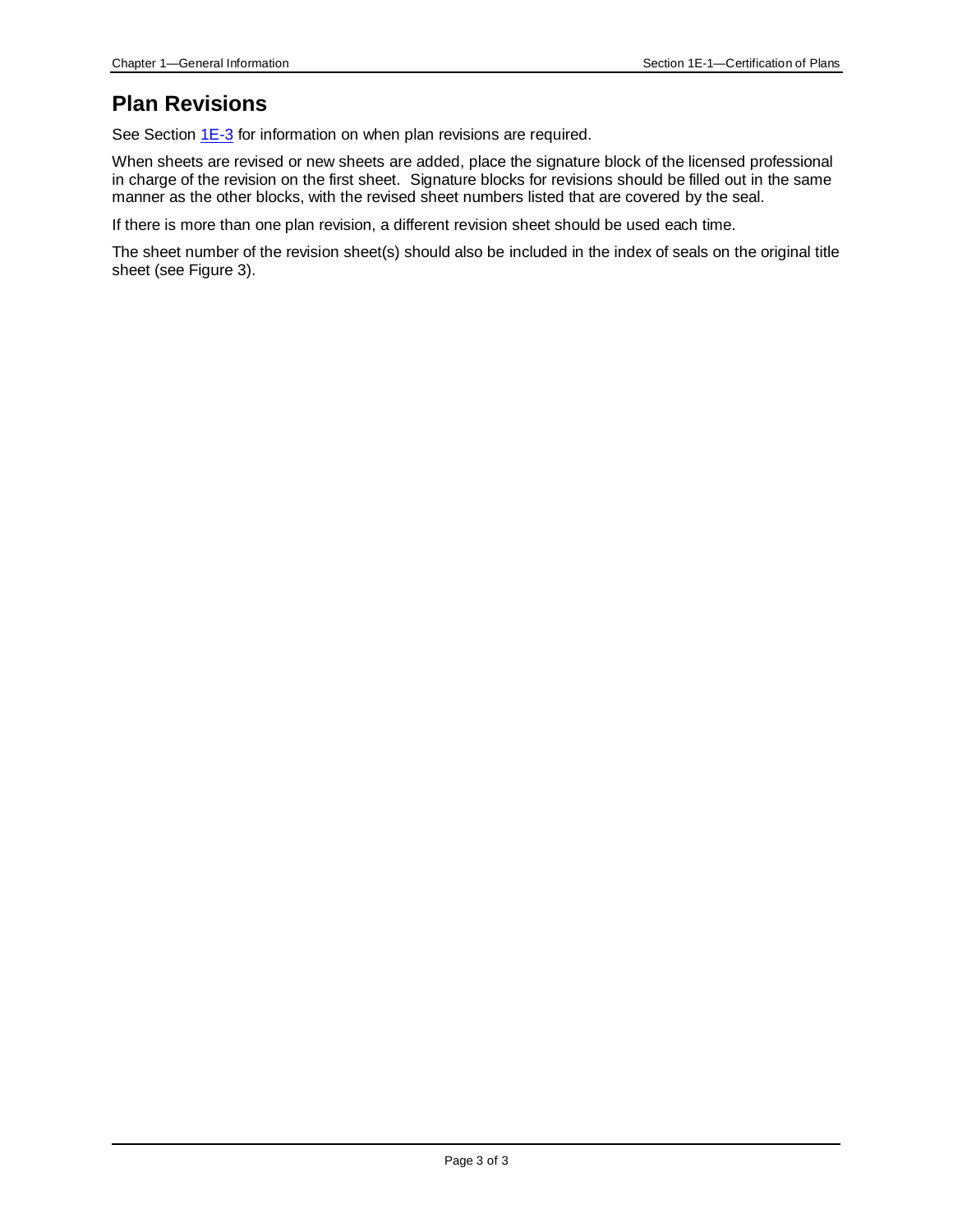## Plan Revisions

See Section 1E-3 for information on when plan revisions are required.

When sheets are revised or new sheets are added, place the signature block of the licensed professional in charge of the revision on the first sheet. Signature blocks for revisions should be filled out in the same manner as the other blocks, with the revised sheet numbers listed that are covered by the seal.

If there is more than one plan revision, a different revision sheet should be used each time.

The sheet number of the revision sheet(s) should also be included in the index of seals on the original title sheet (see Figure 3).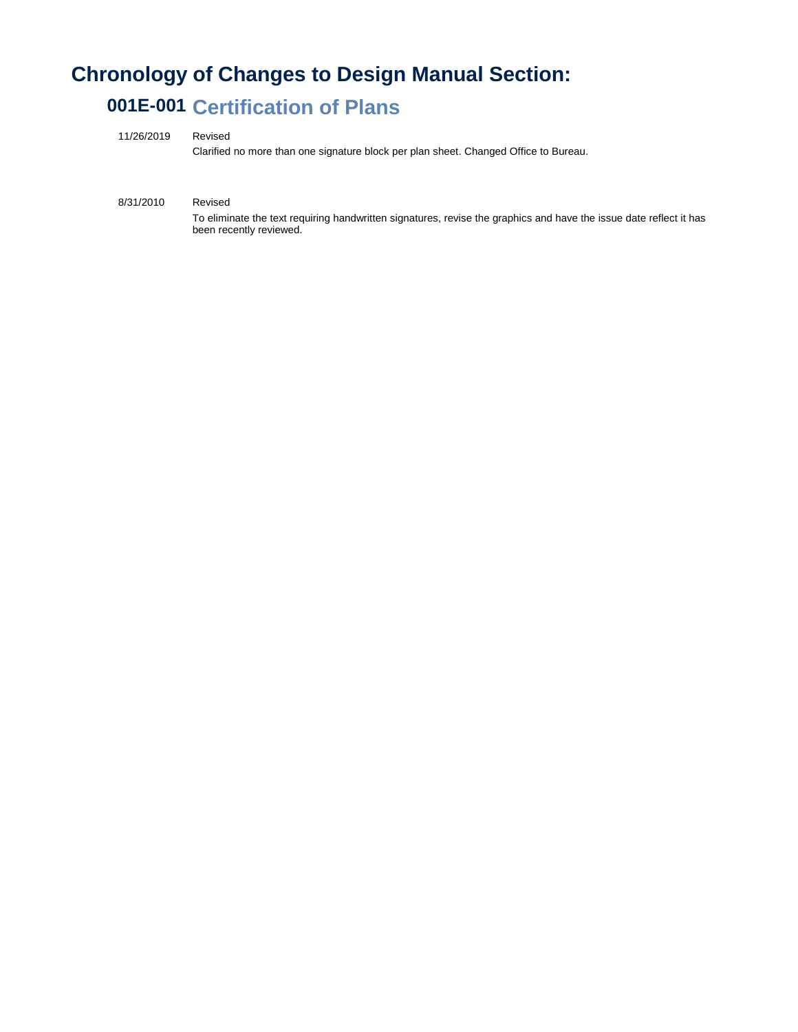# Chronology of Changes to Design Manual Section:

## 001E-001 Certification of Plans

| | | |
|---|---|---|
| 11/26/2019 | Revised | Clarified no more than one signature block per plan sheet. Changed Office to Bureau. |
| 8/31/2010 | Revised | To eliminate the text requiring handwritten signatures, revise the graphics and have the issue date reflect it has been recently reviewed. |